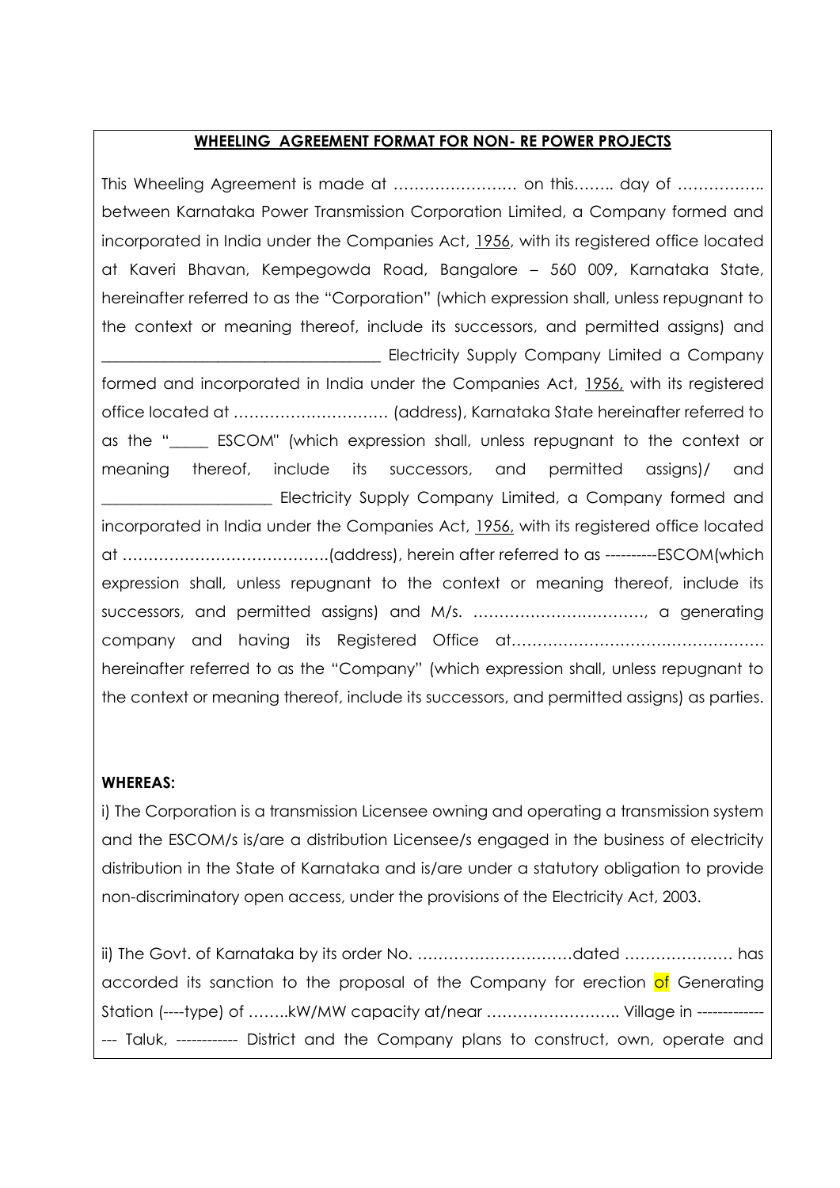**WHEELING AGREEMENT FORMAT FOR NON- RE POWER PROJECTS**

This Wheeling Agreement is made at …………………… on this…….. day of …………….. between Karnataka Power Transmission Corporation Limited, a Company formed and incorporated in India under the Companies Act, 1956, with its registered office located at Kaveri Bhavan, Kempegowda Road, Bangalore – 560 009, Karnataka State, hereinafter referred to as the "Corporation" (which expression shall, unless repugnant to the context or meaning thereof, include its successors, and permitted assigns) and ___________________________________ Electricity Supply Company Limited a Company formed and incorporated in India under the Companies Act, 1956, with its registered office located at ………………………… (address), Karnataka State hereinafter referred to as the "_____ ESCOM" (which expression shall, unless repugnant to the context or meaning thereof, include its successors, and permitted assigns)/ and _____________________ Electricity Supply Company Limited, a Company formed and incorporated in India under the Companies Act, 1956, with its registered office located at ………………………………….(address), herein after referred to as ----------ESCOM(which expression shall, unless repugnant to the context or meaning thereof, include its successors, and permitted assigns) and M/s. ……………………………, a generating company and having its Registered Office at…………………………………………. hereinafter referred to as the "Company" (which expression shall, unless repugnant to the context or meaning thereof, include its successors, and permitted assigns) as parties.

**WHEREAS:**

i) The Corporation is a transmission Licensee owning and operating a transmission system and the ESCOM/s is/are a distribution Licensee/s engaged in the business of electricity distribution in the State of Karnataka and is/are under a statutory obligation to provide non-discriminatory open access, under the provisions of the Electricity Act, 2003.

ii) The Govt. of Karnataka by its order No. …………………………dated ………………… has accorded its sanction to the proposal of the Company for erection of Generating Station (----type) of ……..kW/MW capacity at/near …………………….. Village in ---------------- Taluk, ------------ District and the Company plans to construct, own, operate and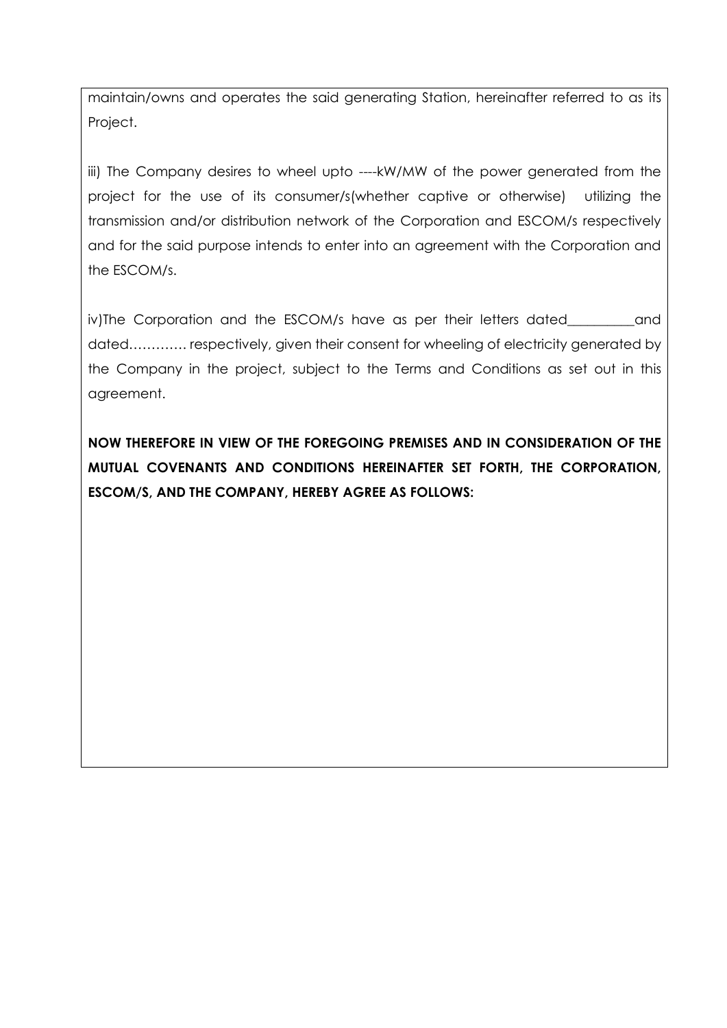maintain/owns and operates the said generating Station, hereinafter referred to as its Project.

iii) The Company desires to wheel upto ----kW/MW of the power generated from the project for the use of its consumer/s(whether captive or otherwise) utilizing the transmission and/or distribution network of the Corporation and ESCOM/s respectively and for the said purpose intends to enter into an agreement with the Corporation and the ESCOM/s.

iv)The Corporation and the ESCOM/s have as per their letters dated__________and dated…………. respectively, given their consent for wheeling of electricity generated by the Company in the project, subject to the Terms and Conditions as set out in this agreement.

**NOW THEREFORE IN VIEW OF THE FOREGOING PREMISES AND IN CONSIDERATION OF THE MUTUAL COVENANTS AND CONDITIONS HEREINAFTER SET FORTH, THE CORPORATION, ESCOM/S, AND THE COMPANY, HEREBY AGREE AS FOLLOWS:**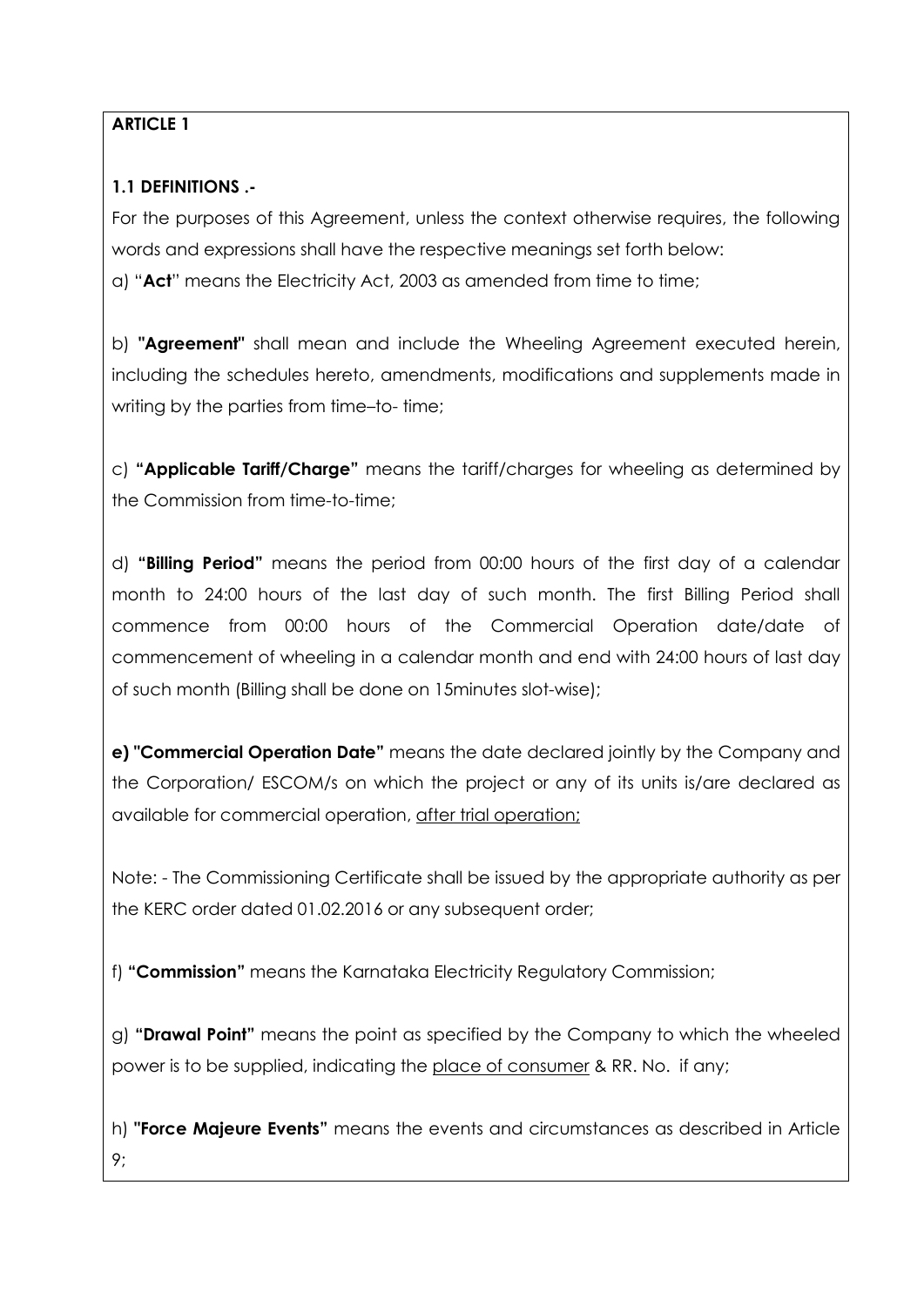**ARTICLE 1**

**1.1 DEFINITIONS .-**

For the purposes of this Agreement, unless the context otherwise requires, the following words and expressions shall have the respective meanings set forth below:

a) "**Act**" means the Electricity Act, 2003 as amended from time to time;

b) **"Agreement"** shall mean and include the Wheeling Agreement executed herein, including the schedules hereto, amendments, modifications and supplements made in writing by the parties from time–to- time;

c) **"Applicable Tariff/Charge"** means the tariff/charges for wheeling as determined by the Commission from time-to-time;

d) **"Billing Period"** means the period from 00:00 hours of the first day of a calendar month to 24:00 hours of the last day of such month. The first Billing Period shall commence from 00:00 hours of the Commercial Operation date/date of commencement of wheeling in a calendar month and end with 24:00 hours of last day of such month (Billing shall be done on 15minutes slot-wise);

**e) "Commercial Operation Date"** means the date declared jointly by the Company and the Corporation/ ESCOM/s on which the project or any of its units is/are declared as available for commercial operation, after trial operation;

Note: - The Commissioning Certificate shall be issued by the appropriate authority as per the KERC order dated 01.02.2016 or any subsequent order;

f) **"Commission"** means the Karnataka Electricity Regulatory Commission;

g) **"Drawal Point"** means the point as specified by the Company to which the wheeled power is to be supplied, indicating the place of consumer & RR. No. if any;

h) **"Force Majeure Events"** means the events and circumstances as described in Article 9;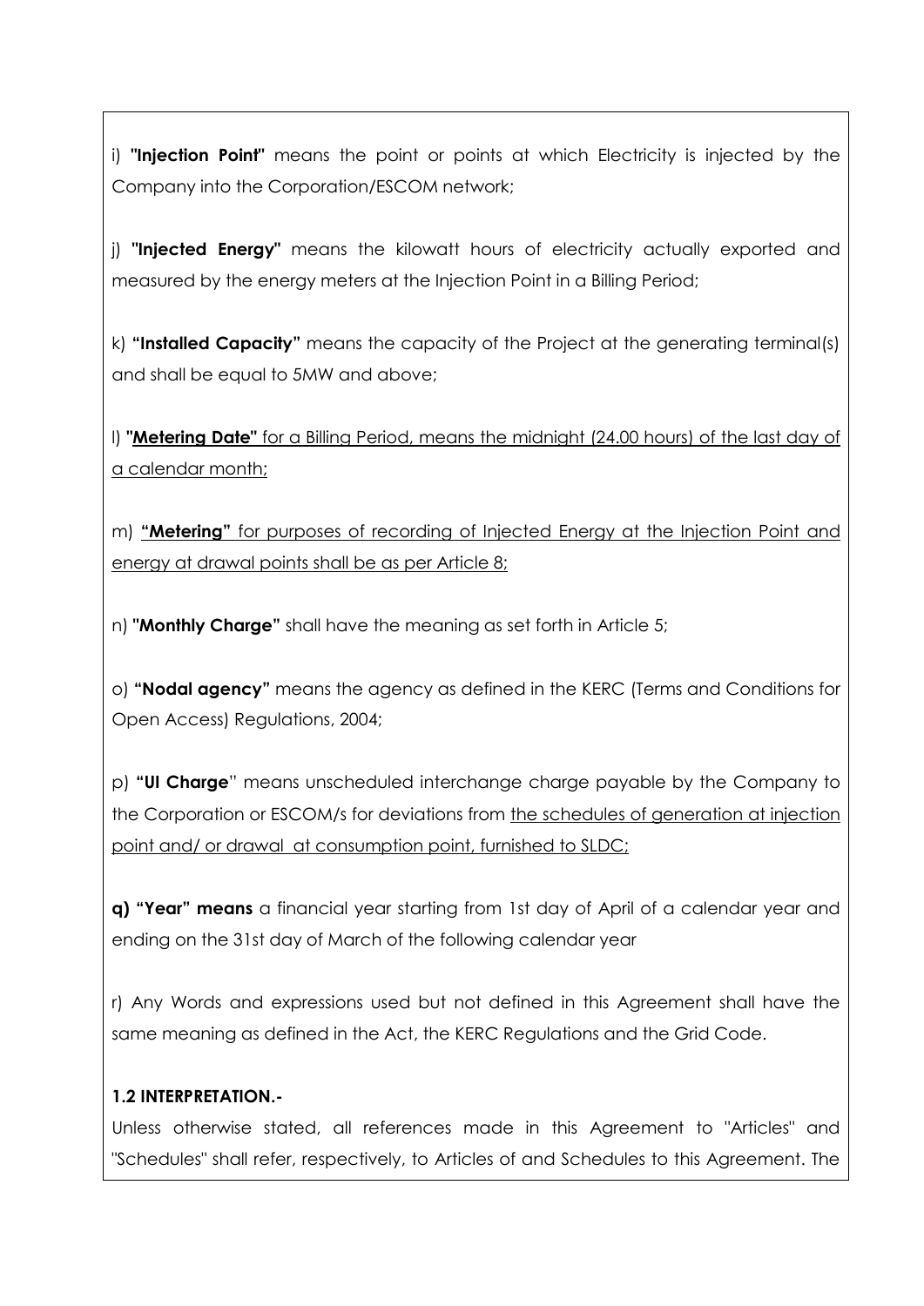i) **"Injection Point"** means the point or points at which Electricity is injected by the Company into the Corporation/ESCOM network;

j) **"Injected Energy"** means the kilowatt hours of electricity actually exported and measured by the energy meters at the Injection Point in a Billing Period;

k) **"Installed Capacity"** means the capacity of the Project at the generating terminal(s) and shall be equal to 5MW and above;

l) <u>**"Metering Date"** for a Billing Period, means the midnight (24.00 hours) of the last day of a calendar month;</u>

m) <u>**"Metering"** for purposes of recording of Injected Energy at the Injection Point and energy at drawal points shall be as per Article 8;</u>

n) **"Monthly Charge"** shall have the meaning as set forth in Article 5;

o) **"Nodal agency"** means the agency as defined in the KERC (Terms and Conditions for Open Access) Regulations, 2004;

p) **"UI Charge"** means unscheduled interchange charge payable by the Company to the Corporation or ESCOM/s for deviations from <u>the schedules of generation at injection point and/ or drawal at consumption point, furnished to SLDC;</u>

**q) "Year" means** a financial year starting from 1st day of April of a calendar year and ending on the 31st day of March of the following calendar year

r) Any Words and expressions used but not defined in this Agreement shall have the same meaning as defined in the Act, the KERC Regulations and the Grid Code.

**1.2 INTERPRETATION.-**

Unless otherwise stated, all references made in this Agreement to "Articles" and "Schedules" shall refer, respectively, to Articles of and Schedules to this Agreement. The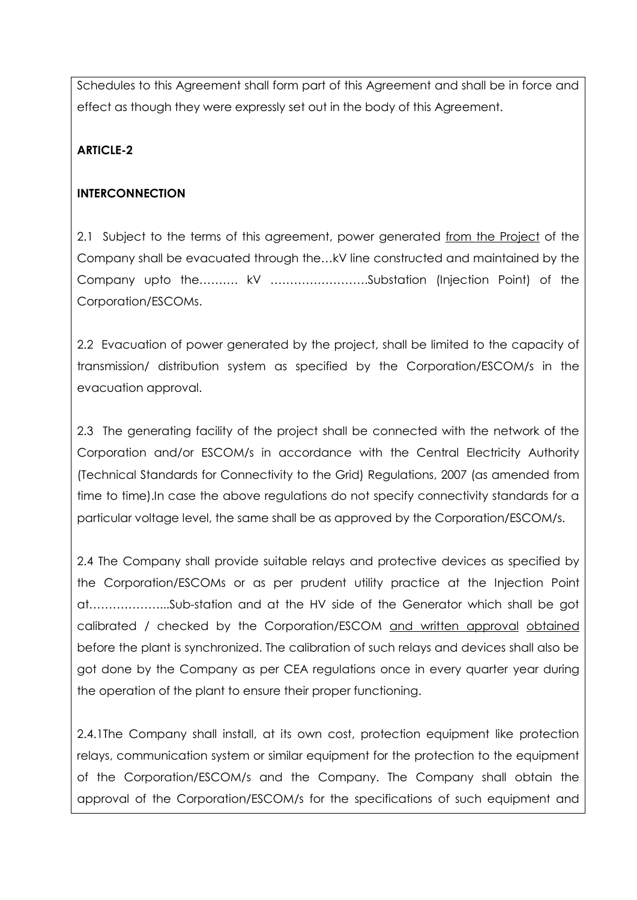Schedules to this Agreement shall form part of this Agreement and shall be in force and effect as though they were expressly set out in the body of this Agreement.

**ARTICLE-2**

**INTERCONNECTION**

2.1 Subject to the terms of this agreement, power generated from the Project of the Company shall be evacuated through the…kV line constructed and maintained by the Company upto the………. kV …………………….Substation (Injection Point) of the Corporation/ESCOMs.

2.2 Evacuation of power generated by the project, shall be limited to the capacity of transmission/ distribution system as specified by the Corporation/ESCOM/s in the evacuation approval.

2.3 The generating facility of the project shall be connected with the network of the Corporation and/or ESCOM/s in accordance with the Central Electricity Authority (Technical Standards for Connectivity to the Grid) Regulations, 2007 (as amended from time to time).In case the above regulations do not specify connectivity standards for a particular voltage level, the same shall be as approved by the Corporation/ESCOM/s.

2.4 The Company shall provide suitable relays and protective devices as specified by the Corporation/ESCOMs or as per prudent utility practice at the Injection Point at………………...Sub-station and at the HV side of the Generator which shall be got calibrated / checked by the Corporation/ESCOM and written approval obtained before the plant is synchronized. The calibration of such relays and devices shall also be got done by the Company as per CEA regulations once in every quarter year during the operation of the plant to ensure their proper functioning.

2.4.1The Company shall install, at its own cost, protection equipment like protection relays, communication system or similar equipment for the protection to the equipment of the Corporation/ESCOM/s and the Company. The Company shall obtain the approval of the Corporation/ESCOM/s for the specifications of such equipment and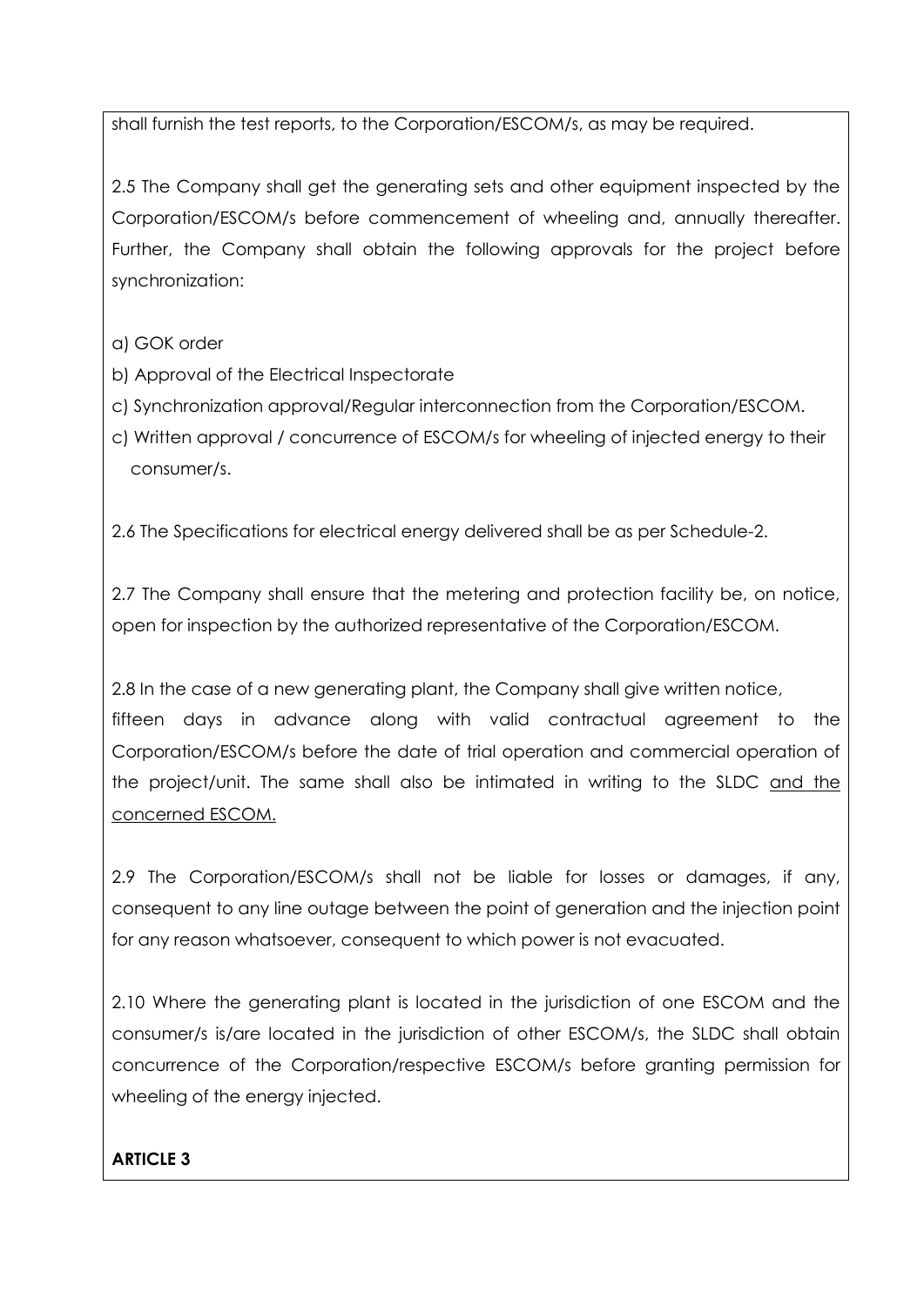shall furnish the test reports, to the Corporation/ESCOM/s, as may be required.

2.5 The Company shall get the generating sets and other equipment inspected by the Corporation/ESCOM/s before commencement of wheeling and, annually thereafter. Further, the Company shall obtain the following approvals for the project before synchronization:

a) GOK order

b) Approval of the Electrical Inspectorate

c) Synchronization approval/Regular interconnection from the Corporation/ESCOM.

c) Written approval / concurrence of ESCOM/s for wheeling of injected energy to their consumer/s.

2.6 The Specifications for electrical energy delivered shall be as per Schedule-2.

2.7 The Company shall ensure that the metering and protection facility be, on notice, open for inspection by the authorized representative of the Corporation/ESCOM.

2.8 In the case of a new generating plant, the Company shall give written notice, fifteen days in advance along with valid contractual agreement to the Corporation/ESCOM/s before the date of trial operation and commercial operation of the project/unit. The same shall also be intimated in writing to the SLDC <u>and the concerned ESCOM.</u>

2.9 The Corporation/ESCOM/s shall not be liable for losses or damages, if any, consequent to any line outage between the point of generation and the injection point for any reason whatsoever, consequent to which power is not evacuated.

2.10 Where the generating plant is located in the jurisdiction of one ESCOM and the consumer/s is/are located in the jurisdiction of other ESCOM/s, the SLDC shall obtain concurrence of the Corporation/respective ESCOM/s before granting permission for wheeling of the energy injected.

**ARTICLE 3**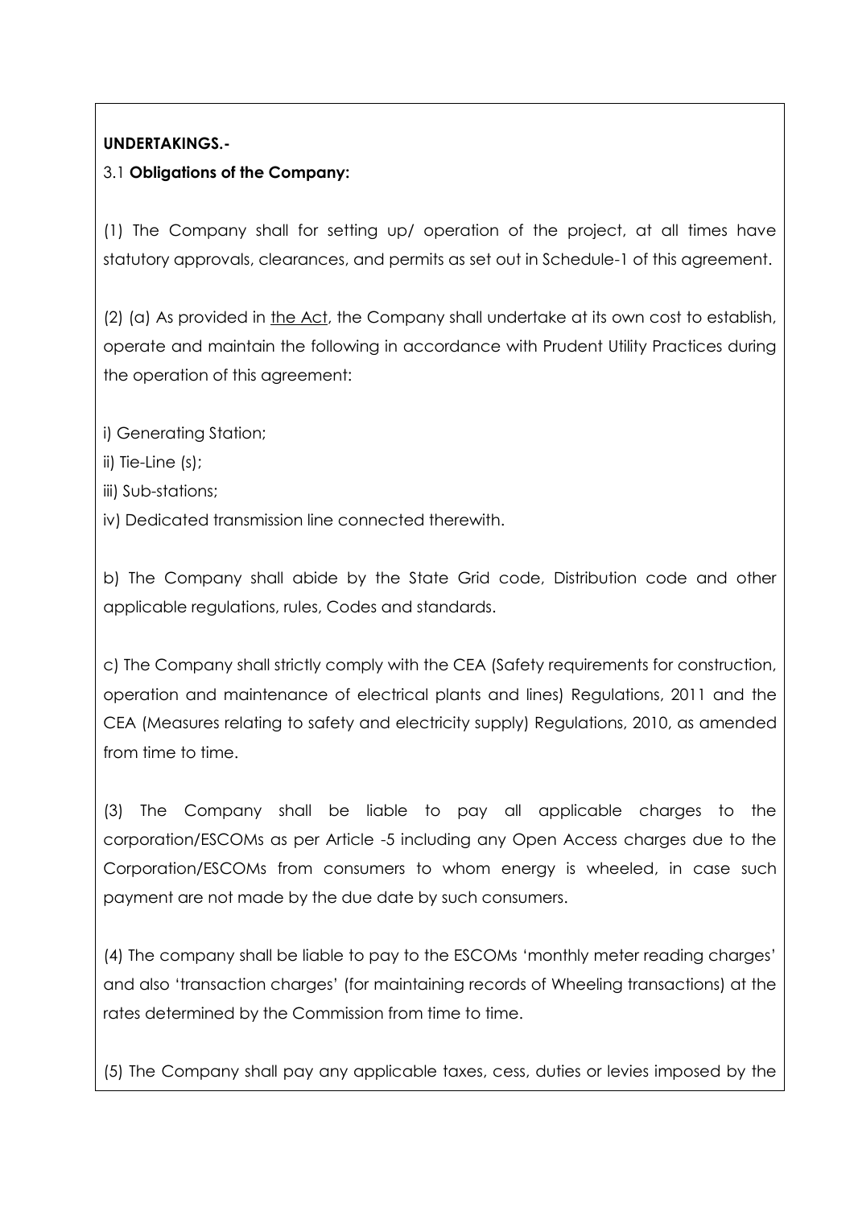**UNDERTAKINGS.-**

3.1 **Obligations of the Company:**

(1) The Company shall for setting up/ operation of the project, at all times have statutory approvals, clearances, and permits as set out in Schedule-1 of this agreement.

(2) (a) As provided in the Act, the Company shall undertake at its own cost to establish, operate and maintain the following in accordance with Prudent Utility Practices during the operation of this agreement:

i) Generating Station;

ii) Tie-Line (s);

iii) Sub-stations;

iv) Dedicated transmission line connected therewith.

b) The Company shall abide by the State Grid code, Distribution code and other applicable regulations, rules, Codes and standards.

c) The Company shall strictly comply with the CEA (Safety requirements for construction, operation and maintenance of electrical plants and lines) Regulations, 2011 and the CEA (Measures relating to safety and electricity supply) Regulations, 2010, as amended from time to time.

(3) The Company shall be liable to pay all applicable charges to the corporation/ESCOMs as per Article -5 including any Open Access charges due to the Corporation/ESCOMs from consumers to whom energy is wheeled, in case such payment are not made by the due date by such consumers.

(4) The company shall be liable to pay to the ESCOMs 'monthly meter reading charges' and also 'transaction charges' (for maintaining records of Wheeling transactions) at the rates determined by the Commission from time to time.

(5) The Company shall pay any applicable taxes, cess, duties or levies imposed by the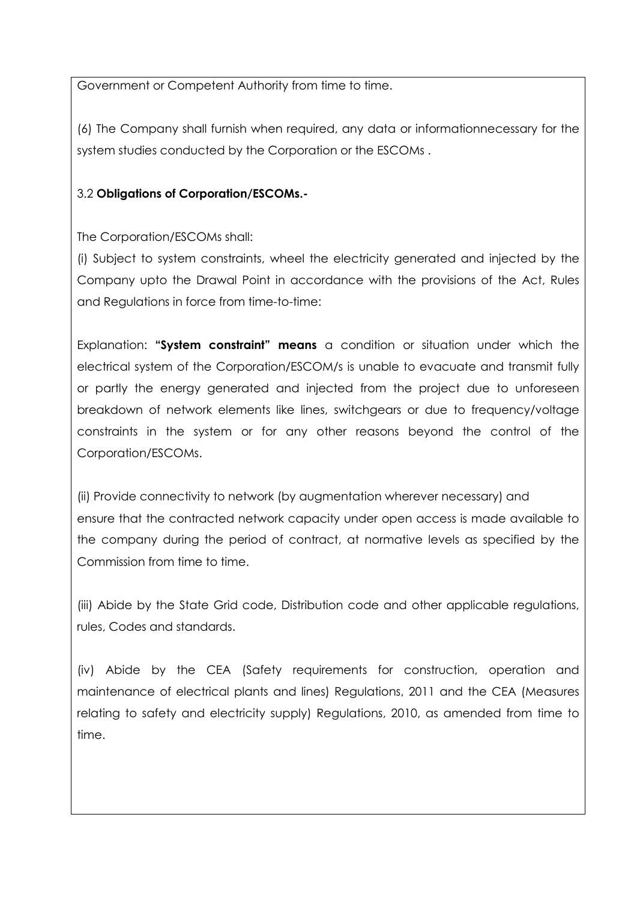Government or Competent Authority from time to time.

(6) The Company shall furnish when required, any data or informationnecessary for the system studies conducted by the Corporation or the ESCOMs .

3.2 **Obligations of Corporation/ESCOMs.-**

The Corporation/ESCOMs shall:

(i) Subject to system constraints, wheel the electricity generated and injected by the Company upto the Drawal Point in accordance with the provisions of the Act, Rules and Regulations in force from time-to-time:

Explanation: **"System constraint" means** a condition or situation under which the electrical system of the Corporation/ESCOM/s is unable to evacuate and transmit fully or partly the energy generated and injected from the project due to unforeseen breakdown of network elements like lines, switchgears or due to frequency/voltage constraints in the system or for any other reasons beyond the control of the Corporation/ESCOMs.

(ii) Provide connectivity to network (by augmentation wherever necessary) and ensure that the contracted network capacity under open access is made available to the company during the period of contract, at normative levels as specified by the Commission from time to time.

(iii) Abide by the State Grid code, Distribution code and other applicable regulations, rules, Codes and standards.

(iv) Abide by the CEA (Safety requirements for construction, operation and maintenance of electrical plants and lines) Regulations, 2011 and the CEA (Measures relating to safety and electricity supply) Regulations, 2010, as amended from time to time.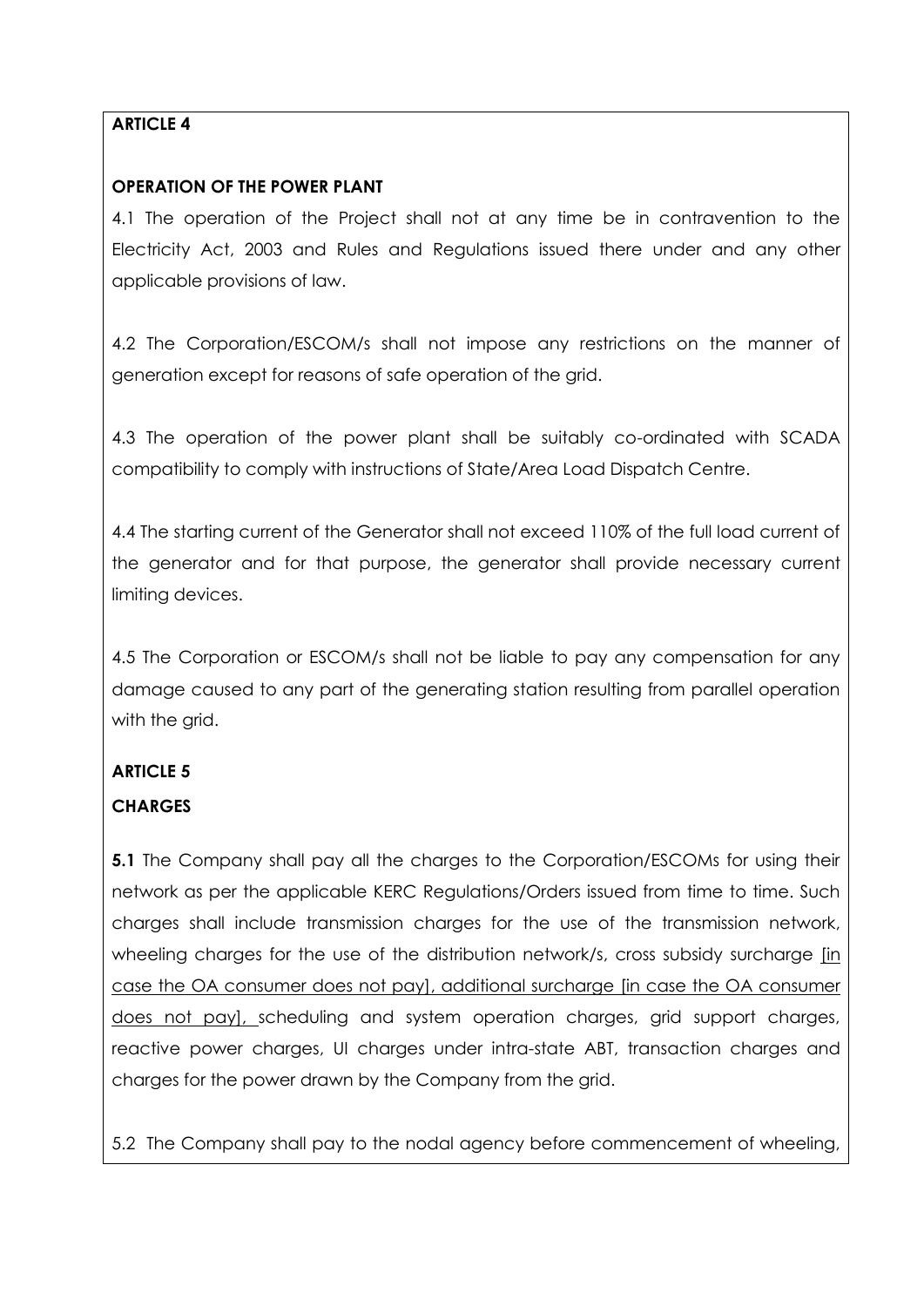**ARTICLE 4**

**OPERATION OF THE POWER PLANT**

4.1 The operation of the Project shall not at any time be in contravention to the Electricity Act, 2003 and Rules and Regulations issued there under and any other applicable provisions of law.

4.2 The Corporation/ESCOM/s shall not impose any restrictions on the manner of generation except for reasons of safe operation of the grid.

4.3 The operation of the power plant shall be suitably co-ordinated with SCADA compatibility to comply with instructions of State/Area Load Dispatch Centre.

4.4 The starting current of the Generator shall not exceed 110% of the full load current of the generator and for that purpose, the generator shall provide necessary current limiting devices.

4.5 The Corporation or ESCOM/s shall not be liable to pay any compensation for any damage caused to any part of the generating station resulting from parallel operation with the grid.

**ARTICLE 5**

**CHARGES**

**5.1** The Company shall pay all the charges to the Corporation/ESCOMs for using their network as per the applicable KERC Regulations/Orders issued from time to time. Such charges shall include transmission charges for the use of the transmission network, wheeling charges for the use of the distribution network/s, cross subsidy surcharge <u>[in case the OA consumer does not pay], additional surcharge [in case the OA consumer does not pay],</u> scheduling and system operation charges, grid support charges, reactive power charges, UI charges under intra-state ABT, transaction charges and charges for the power drawn by the Company from the grid.

5.2 The Company shall pay to the nodal agency before commencement of wheeling,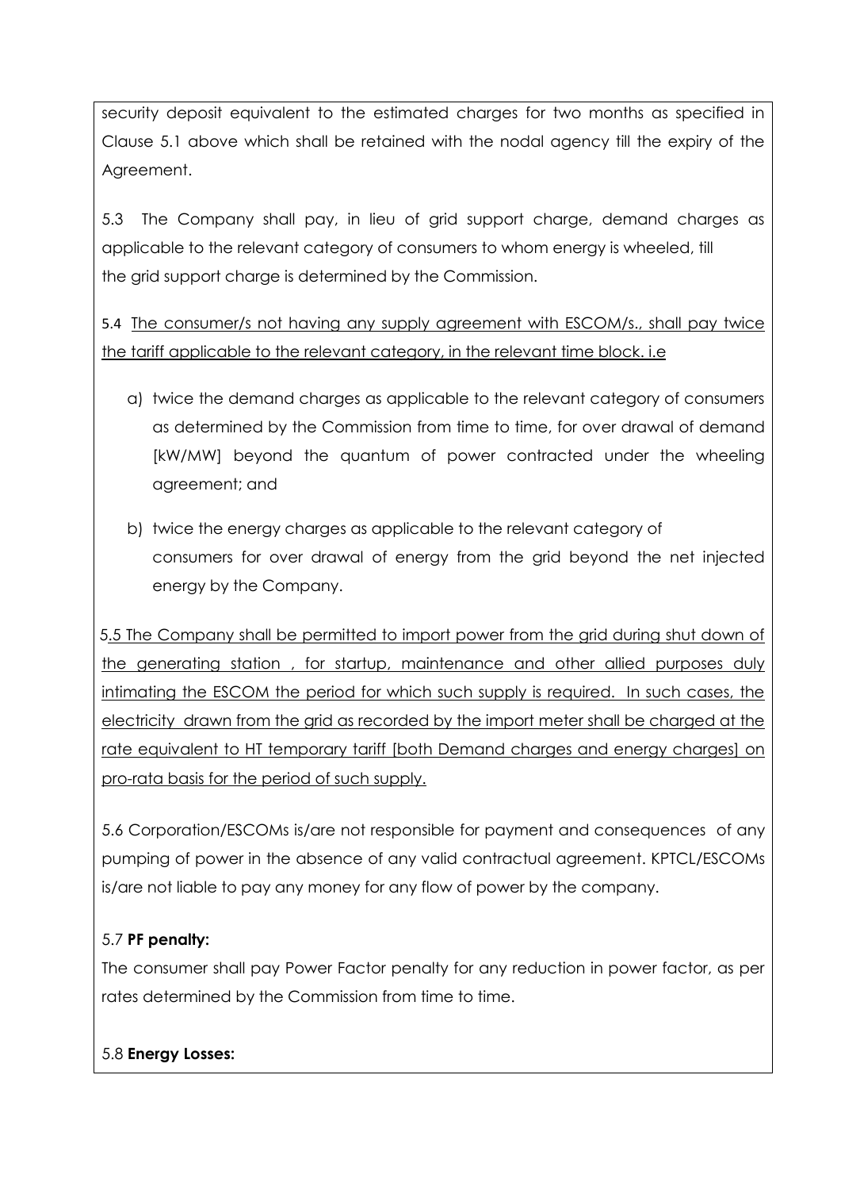security deposit equivalent to the estimated charges for two months as specified in Clause 5.1 above which shall be retained with the nodal agency till the expiry of the Agreement.

5.3 The Company shall pay, in lieu of grid support charge, demand charges as applicable to the relevant category of consumers to whom energy is wheeled, till the grid support charge is determined by the Commission.

5.4 <u>The consumer/s not having any supply agreement with ESCOM/s., shall pay twice the tariff applicable to the relevant category, in the relevant time block. i.e</u>

a) twice the demand charges as applicable to the relevant category of consumers as determined by the Commission from time to time, for over drawal of demand [kW/MW] beyond the quantum of power contracted under the wheeling agreement; and

b) twice the energy charges as applicable to the relevant category of consumers for over drawal of energy from the grid beyond the net injected energy by the Company.

5<u>.5 The Company shall be permitted to import power from the grid during shut down of the generating station , for startup, maintenance and other allied purposes duly intimating the ESCOM the period for which such supply is required. In such cases, the electricity drawn from the grid as recorded by the import meter shall be charged at the rate equivalent to HT temporary tariff [both Demand charges and energy charges] on pro-rata basis for the period of such supply.</u>

5.6 Corporation/ESCOMs is/are not responsible for payment and consequences of any pumping of power in the absence of any valid contractual agreement. KPTCL/ESCOMs is/are not liable to pay any money for any flow of power by the company.

5.7 **PF penalty:**

The consumer shall pay Power Factor penalty for any reduction in power factor, as per rates determined by the Commission from time to time.

5.8 **Energy Losses:**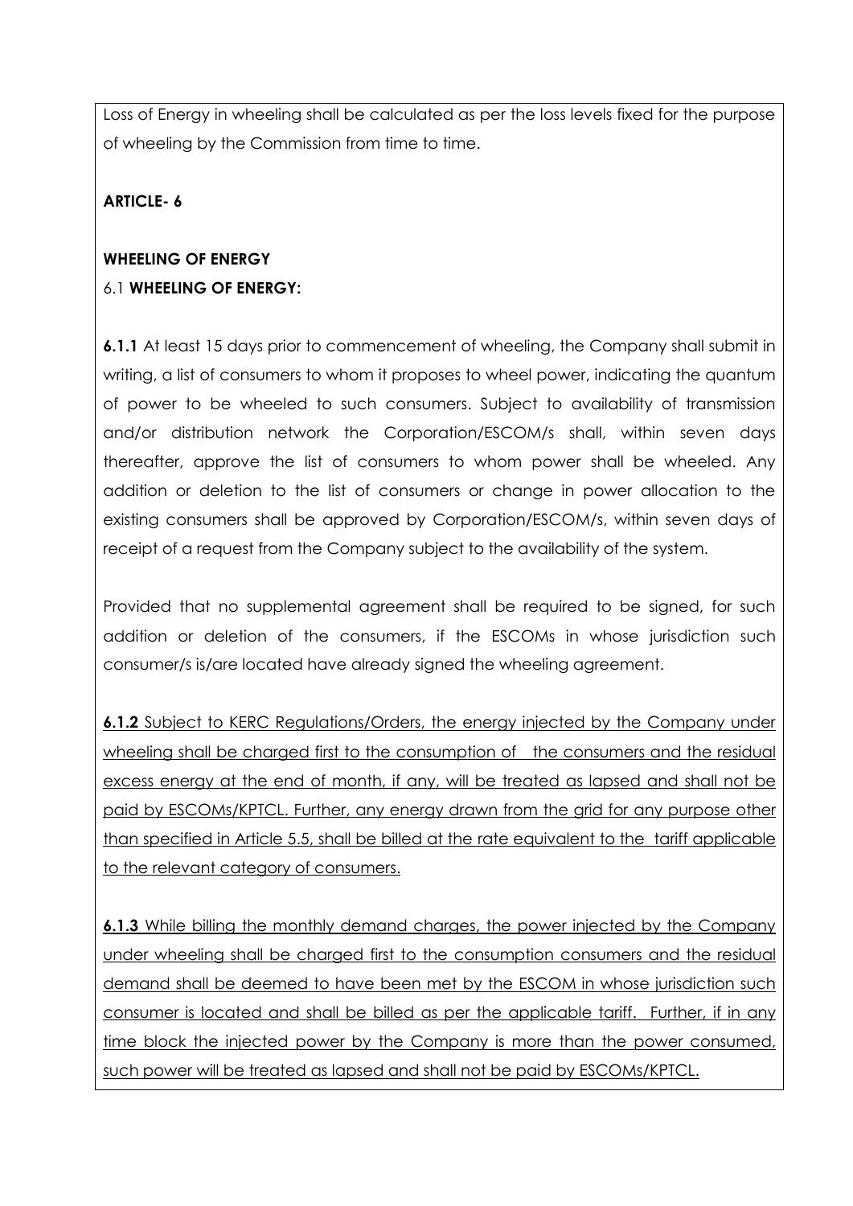Loss of Energy in wheeling shall be calculated as per the loss levels fixed for the purpose of wheeling by the Commission from time to time.

**ARTICLE- 6**

**WHEELING OF ENERGY**

6.1 **WHEELING OF ENERGY:**

**6.1.1** At least 15 days prior to commencement of wheeling, the Company shall submit in writing, a list of consumers to whom it proposes to wheel power, indicating the quantum of power to be wheeled to such consumers. Subject to availability of transmission and/or distribution network the Corporation/ESCOM/s shall, within seven days thereafter, approve the list of consumers to whom power shall be wheeled. Any addition or deletion to the list of consumers or change in power allocation to the existing consumers shall be approved by Corporation/ESCOM/s, within seven days of receipt of a request from the Company subject to the availability of the system.

Provided that no supplemental agreement shall be required to be signed, for such addition or deletion of the consumers, if the ESCOMs in whose jurisdiction such consumer/s is/are located have already signed the wheeling agreement.

<u>**6.1.2** Subject to KERC Regulations/Orders, the energy injected by the Company under wheeling shall be charged first to the consumption of the consumers and the residual excess energy at the end of month, if any, will be treated as lapsed and shall not be paid by ESCOMs/KPTCL. Further, any energy drawn from the grid for any purpose other than specified in Article 5.5, shall be billed at the rate equivalent to the tariff applicable to the relevant category of consumers.</u>

<u>**6.1.3** While billing the monthly demand charges, the power injected by the Company under wheeling shall be charged first to the consumption consumers and the residual demand shall be deemed to have been met by the ESCOM in whose jurisdiction such consumer is located and shall be billed as per the applicable tariff. Further, if in any time block the injected power by the Company is more than the power consumed, such power will be treated as lapsed and shall not be paid by ESCOMs/KPTCL.</u>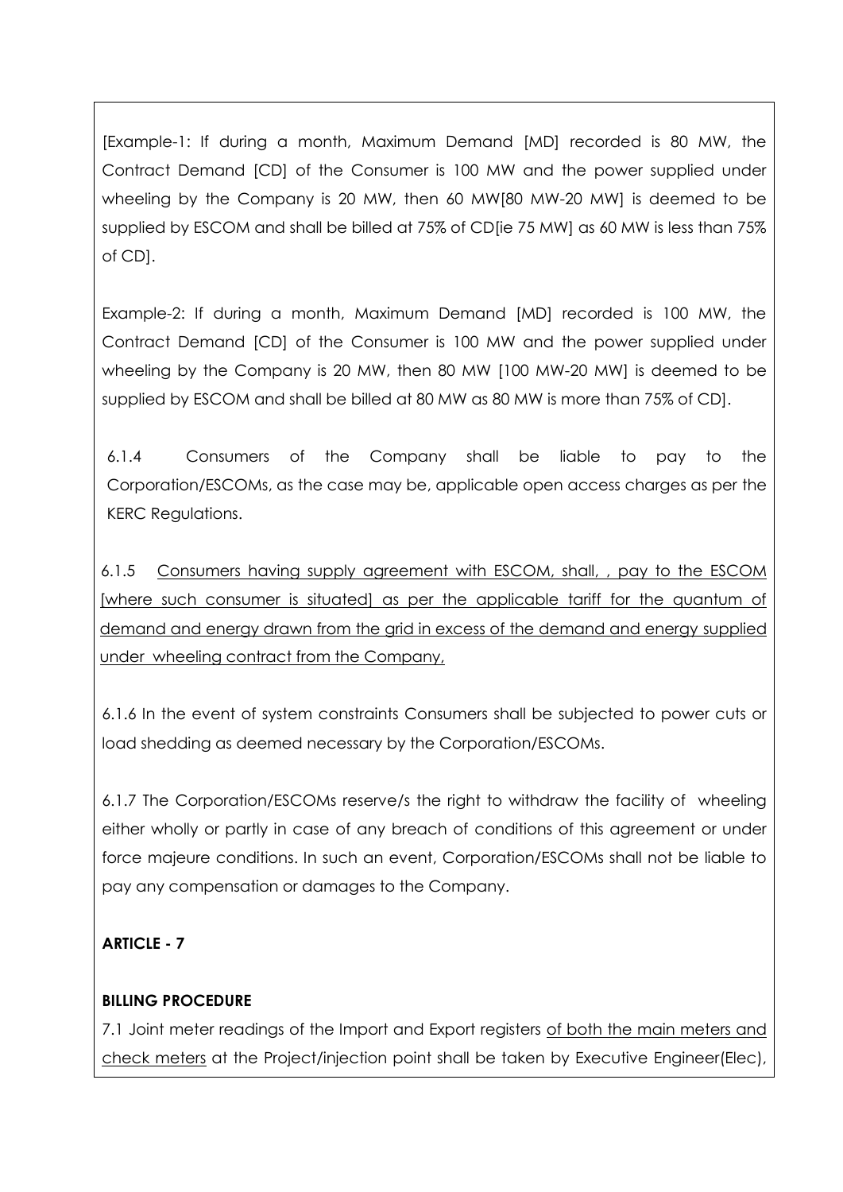[Example-1: If during a month, Maximum Demand [MD] recorded is 80 MW, the Contract Demand [CD] of the Consumer is 100 MW and the power supplied under wheeling by the Company is 20 MW, then 60 MW[80 MW-20 MW] is deemed to be supplied by ESCOM and shall be billed at 75% of CD[ie 75 MW] as 60 MW is less than 75% of CD].

Example-2: If during a month, Maximum Demand [MD] recorded is 100 MW, the Contract Demand [CD] of the Consumer is 100 MW and the power supplied under wheeling by the Company is 20 MW, then 80 MW [100 MW-20 MW] is deemed to be supplied by ESCOM and shall be billed at 80 MW as 80 MW is more than 75% of CD].

6.1.4 Consumers of the Company shall be liable to pay to the Corporation/ESCOMs, as the case may be, applicable open access charges as per the KERC Regulations.

6.1.5 <u>Consumers having supply agreement with ESCOM, shall, , pay to the ESCOM [where such consumer is situated] as per the applicable tariff for the quantum of demand and energy drawn from the grid in excess of the demand and energy supplied under wheeling contract from the Company,</u>

6.1.6 In the event of system constraints Consumers shall be subjected to power cuts or load shedding as deemed necessary by the Corporation/ESCOMs.

6.1.7 The Corporation/ESCOMs reserve/s the right to withdraw the facility of wheeling either wholly or partly in case of any breach of conditions of this agreement or under force majeure conditions. In such an event, Corporation/ESCOMs shall not be liable to pay any compensation or damages to the Company.

**ARTICLE - 7**

**BILLING PROCEDURE**

7.1 Joint meter readings of the Import and Export registers <u>of both the main meters and check meters</u> at the Project/injection point shall be taken by Executive Engineer(Elec),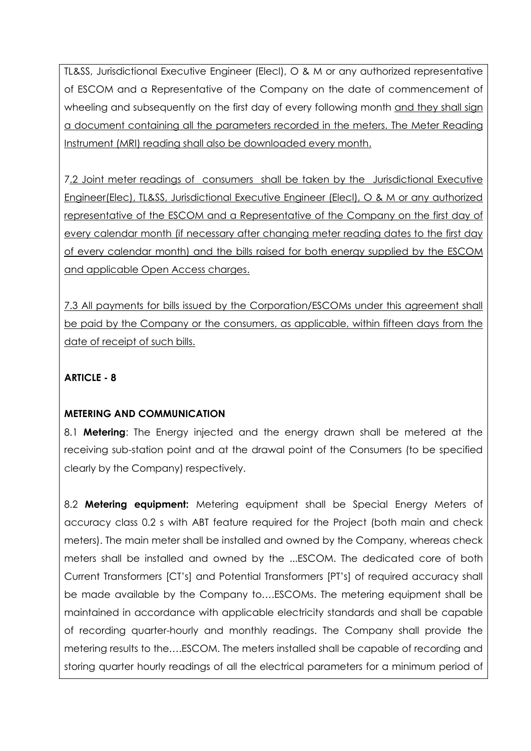TL&SS, Jurisdictional Executive Engineer (Elecl), O & M or any authorized representative of ESCOM and a Representative of the Company on the date of commencement of wheeling and subsequently on the first day of every following month and they shall sign a document containing all the parameters recorded in the meters. The Meter Reading Instrument (MRI) reading shall also be downloaded every month.

7.2 Joint meter readings of consumers shall be taken by the Jurisdictional Executive Engineer(Elec), TL&SS, Jurisdictional Executive Engineer (Elecl), O & M or any authorized representative of the ESCOM and a Representative of the Company on the first day of every calendar month (if necessary after changing meter reading dates to the first day of every calendar month) and the bills raised for both energy supplied by the ESCOM and applicable Open Access charges.

7.3 All payments for bills issued by the Corporation/ESCOMs under this agreement shall be paid by the Company or the consumers, as applicable, within fifteen days from the date of receipt of such bills.

## ARTICLE - 8

### METERING AND COMMUNICATION

8.1 **Metering**: The Energy injected and the energy drawn shall be metered at the receiving sub-station point and at the drawal point of the Consumers (to be specified clearly by the Company) respectively.

8.2 **Metering equipment:** Metering equipment shall be Special Energy Meters of accuracy class 0.2 s with ABT feature required for the Project (both main and check meters). The main meter shall be installed and owned by the Company, whereas check meters shall be installed and owned by the ...ESCOM. The dedicated core of both Current Transformers [CT's] and Potential Transformers [PT's] of required accuracy shall be made available by the Company to….ESCOMs. The metering equipment shall be maintained in accordance with applicable electricity standards and shall be capable of recording quarter-hourly and monthly readings. The Company shall provide the metering results to the….ESCOM. The meters installed shall be capable of recording and storing quarter hourly readings of all the electrical parameters for a minimum period of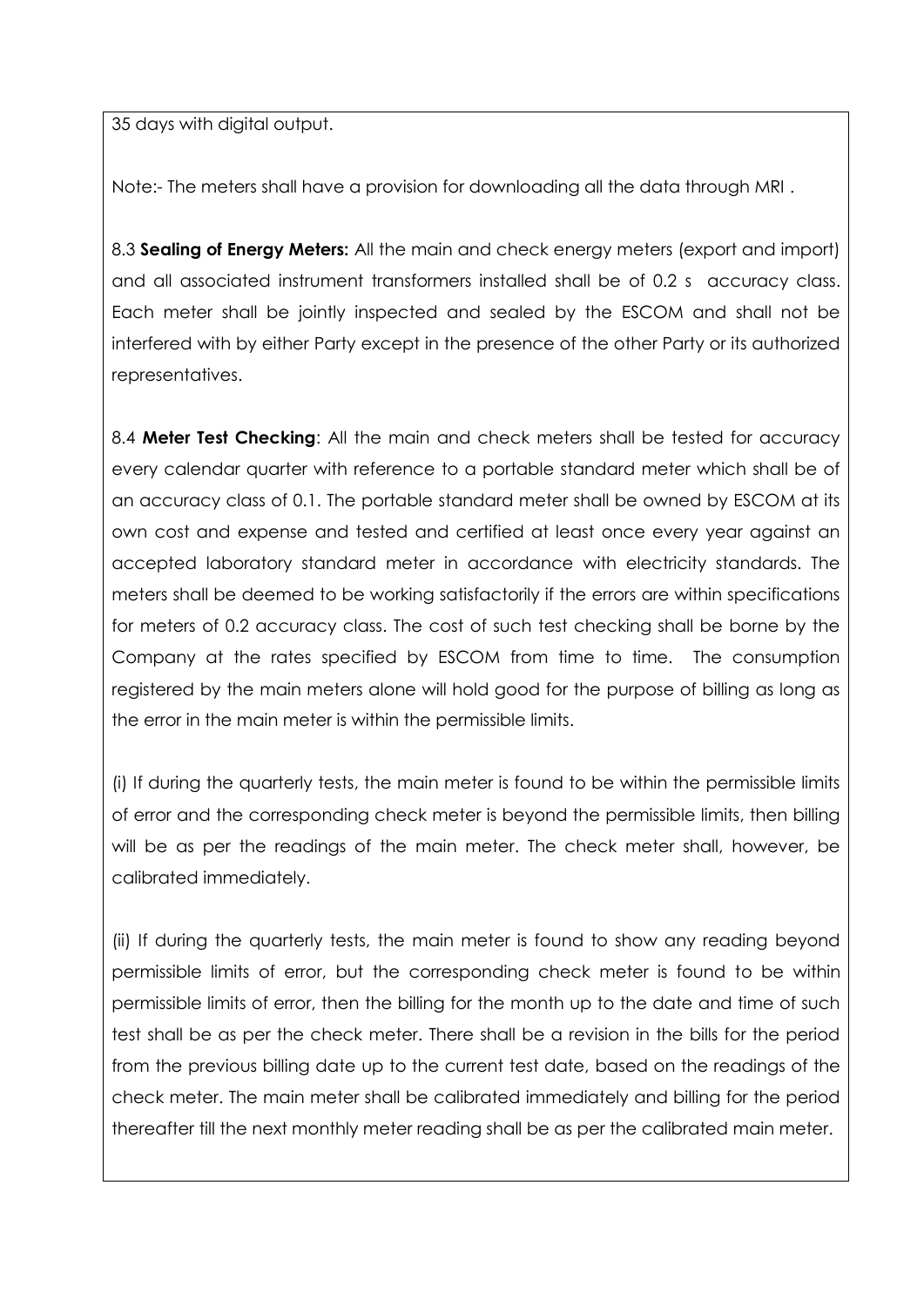35 days with digital output.

Note:- The meters shall have a provision for downloading all the data through MRI .

8.3 **Sealing of Energy Meters:** All the main and check energy meters (export and import) and all associated instrument transformers installed shall be of 0.2 s accuracy class. Each meter shall be jointly inspected and sealed by the ESCOM and shall not be interfered with by either Party except in the presence of the other Party or its authorized representatives.

8.4 **Meter Test Checking**: All the main and check meters shall be tested for accuracy every calendar quarter with reference to a portable standard meter which shall be of an accuracy class of 0.1. The portable standard meter shall be owned by ESCOM at its own cost and expense and tested and certified at least once every year against an accepted laboratory standard meter in accordance with electricity standards. The meters shall be deemed to be working satisfactorily if the errors are within specifications for meters of 0.2 accuracy class. The cost of such test checking shall be borne by the Company at the rates specified by ESCOM from time to time. The consumption registered by the main meters alone will hold good for the purpose of billing as long as the error in the main meter is within the permissible limits.

(i) If during the quarterly tests, the main meter is found to be within the permissible limits of error and the corresponding check meter is beyond the permissible limits, then billing will be as per the readings of the main meter. The check meter shall, however, be calibrated immediately.

(ii) If during the quarterly tests, the main meter is found to show any reading beyond permissible limits of error, but the corresponding check meter is found to be within permissible limits of error, then the billing for the month up to the date and time of such test shall be as per the check meter. There shall be a revision in the bills for the period from the previous billing date up to the current test date, based on the readings of the check meter. The main meter shall be calibrated immediately and billing for the period thereafter till the next monthly meter reading shall be as per the calibrated main meter.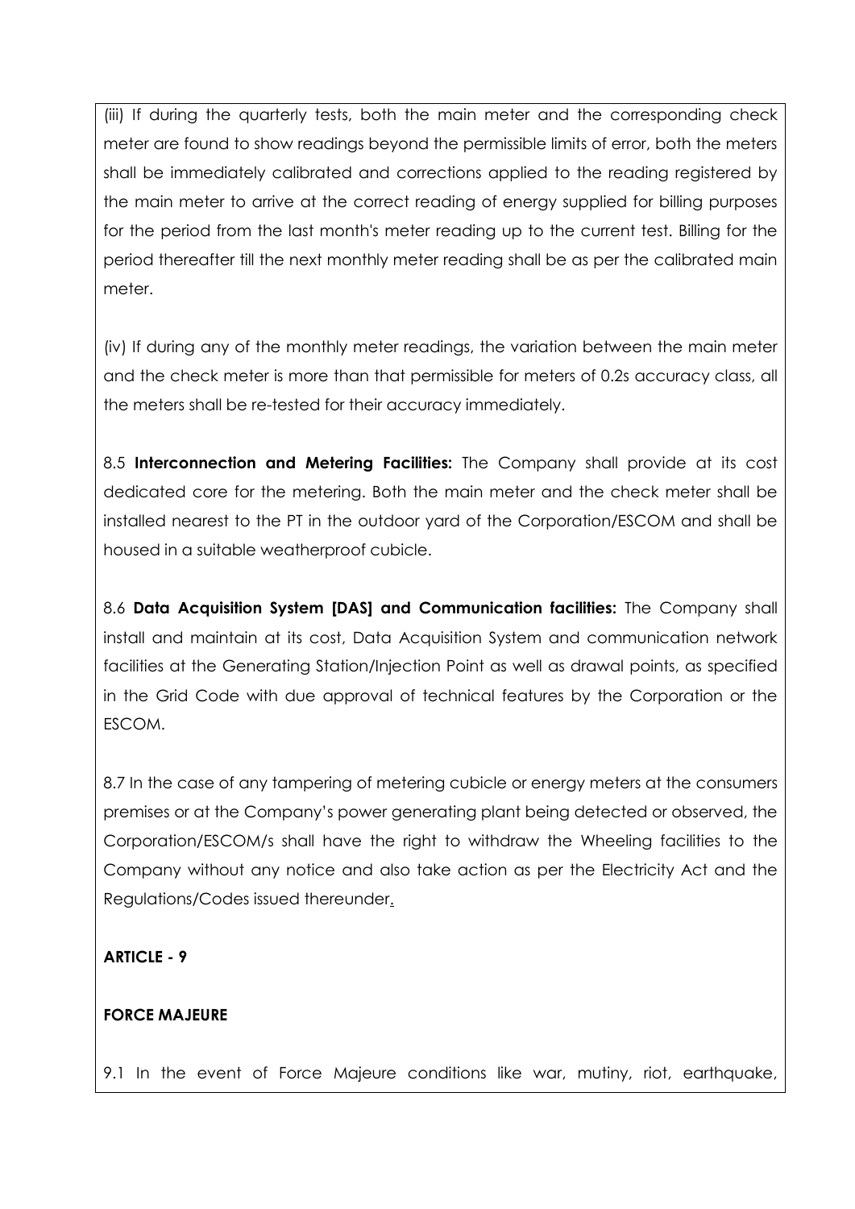(iii) If during the quarterly tests, both the main meter and the corresponding check meter are found to show readings beyond the permissible limits of error, both the meters shall be immediately calibrated and corrections applied to the reading registered by the main meter to arrive at the correct reading of energy supplied for billing purposes for the period from the last month's meter reading up to the current test. Billing for the period thereafter till the next monthly meter reading shall be as per the calibrated main meter.

(iv) If during any of the monthly meter readings, the variation between the main meter and the check meter is more than that permissible for meters of 0.2s accuracy class, all the meters shall be re-tested for their accuracy immediately.

8.5 **Interconnection and Metering Facilities:** The Company shall provide at its cost dedicated core for the metering. Both the main meter and the check meter shall be installed nearest to the PT in the outdoor yard of the Corporation/ESCOM and shall be housed in a suitable weatherproof cubicle.

8.6 **Data Acquisition System [DAS] and Communication facilities:** The Company shall install and maintain at its cost, Data Acquisition System and communication network facilities at the Generating Station/Injection Point as well as drawal points, as specified in the Grid Code with due approval of technical features by the Corporation or the ESCOM.

8.7 In the case of any tampering of metering cubicle or energy meters at the consumers premises or at the Company's power generating plant being detected or observed, the Corporation/ESCOM/s shall have the right to withdraw the Wheeling facilities to the Company without any notice and also take action as per the Electricity Act and the Regulations/Codes issued thereunder.

**ARTICLE - 9**

**FORCE MAJEURE**

9.1 In the event of Force Majeure conditions like war, mutiny, riot, earthquake,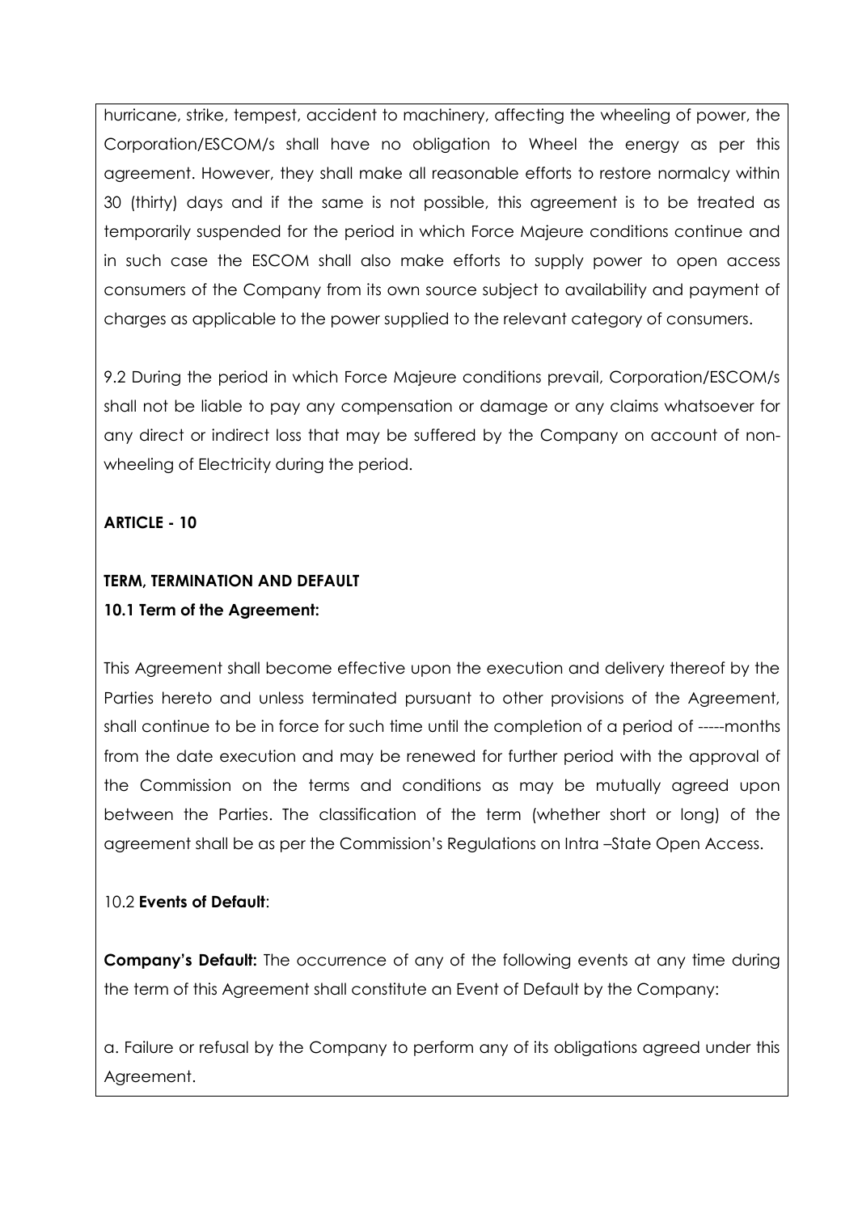hurricane, strike, tempest, accident to machinery, affecting the wheeling of power, the Corporation/ESCOM/s shall have no obligation to Wheel the energy as per this agreement. However, they shall make all reasonable efforts to restore normalcy within 30 (thirty) days and if the same is not possible, this agreement is to be treated as temporarily suspended for the period in which Force Majeure conditions continue and in such case the ESCOM shall also make efforts to supply power to open access consumers of the Company from its own source subject to availability and payment of charges as applicable to the power supplied to the relevant category of consumers.

9.2 During the period in which Force Majeure conditions prevail, Corporation/ESCOM/s shall not be liable to pay any compensation or damage or any claims whatsoever for any direct or indirect loss that may be suffered by the Company on account of non-wheeling of Electricity during the period.

**ARTICLE - 10**

**TERM, TERMINATION AND DEFAULT**

**10.1 Term of the Agreement:**

This Agreement shall become effective upon the execution and delivery thereof by the Parties hereto and unless terminated pursuant to other provisions of the Agreement, shall continue to be in force for such time until the completion of a period of -----months from the date execution and may be renewed for further period with the approval of the Commission on the terms and conditions as may be mutually agreed upon between the Parties. The classification of the term (whether short or long) of the agreement shall be as per the Commission's Regulations on Intra –State Open Access.

10.2 **Events of Default**:

**Company's Default:** The occurrence of any of the following events at any time during the term of this Agreement shall constitute an Event of Default by the Company:

a. Failure or refusal by the Company to perform any of its obligations agreed under this Agreement.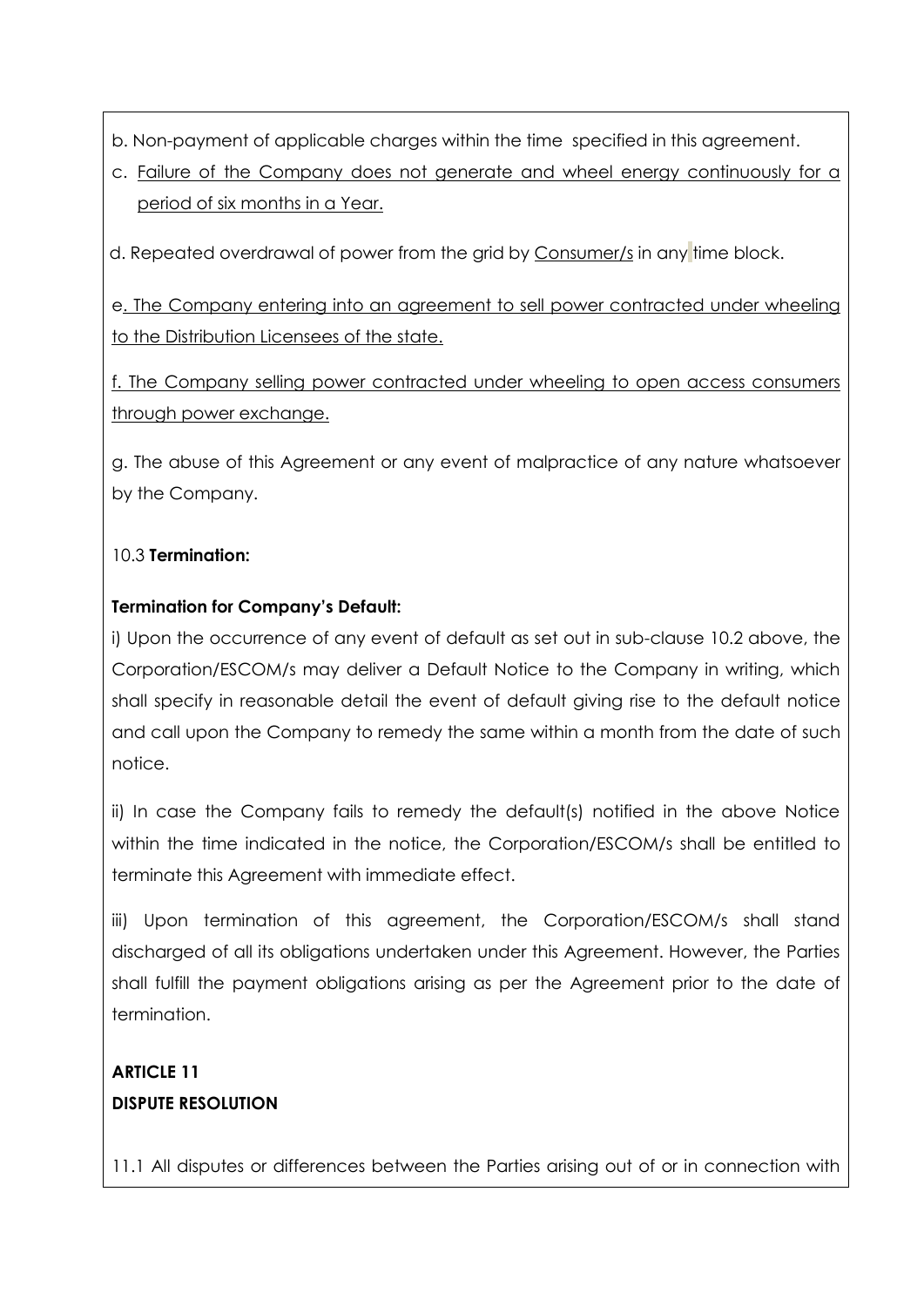b. Non-payment of applicable charges within the time specified in this agreement.

c. Failure of the Company does not generate and wheel energy continuously for a period of six months in a Year.

d. Repeated overdrawal of power from the grid by Consumer/s in any time block.

e. The Company entering into an agreement to sell power contracted under wheeling to the Distribution Licensees of the state.

f. The Company selling power contracted under wheeling to open access consumers through power exchange.

g. The abuse of this Agreement or any event of malpractice of any nature whatsoever by the Company.

10.3 **Termination:**

**Termination for Company's Default:**

i) Upon the occurrence of any event of default as set out in sub-clause 10.2 above, the Corporation/ESCOM/s may deliver a Default Notice to the Company in writing, which shall specify in reasonable detail the event of default giving rise to the default notice and call upon the Company to remedy the same within a month from the date of such notice.

ii) In case the Company fails to remedy the default(s) notified in the above Notice within the time indicated in the notice, the Corporation/ESCOM/s shall be entitled to terminate this Agreement with immediate effect.

iii) Upon termination of this agreement, the Corporation/ESCOM/s shall stand discharged of all its obligations undertaken under this Agreement. However, the Parties shall fulfill the payment obligations arising as per the Agreement prior to the date of termination.

**ARTICLE 11**
**DISPUTE RESOLUTION**

11.1 All disputes or differences between the Parties arising out of or in connection with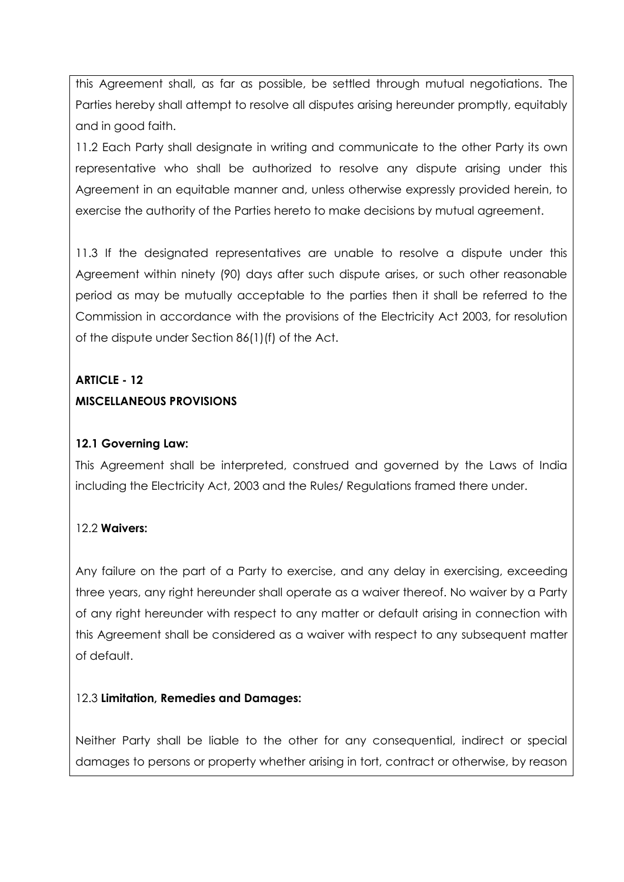this Agreement shall, as far as possible, be settled through mutual negotiations. The Parties hereby shall attempt to resolve all disputes arising hereunder promptly, equitably and in good faith.

11.2 Each Party shall designate in writing and communicate to the other Party its own representative who shall be authorized to resolve any dispute arising under this Agreement in an equitable manner and, unless otherwise expressly provided herein, to exercise the authority of the Parties hereto to make decisions by mutual agreement.

11.3 If the designated representatives are unable to resolve a dispute under this Agreement within ninety (90) days after such dispute arises, or such other reasonable period as may be mutually acceptable to the parties then it shall be referred to the Commission in accordance with the provisions of the Electricity Act 2003, for resolution of the dispute under Section 86(1)(f) of the Act.

## ARTICLE - 12
## MISCELLANEOUS PROVISIONS

**12.1 Governing Law:**

This Agreement shall be interpreted, construed and governed by the Laws of India including the Electricity Act, 2003 and the Rules/ Regulations framed there under.

12.2 **Waivers:**

Any failure on the part of a Party to exercise, and any delay in exercising, exceeding three years, any right hereunder shall operate as a waiver thereof. No waiver by a Party of any right hereunder with respect to any matter or default arising in connection with this Agreement shall be considered as a waiver with respect to any subsequent matter of default.

12.3 **Limitation, Remedies and Damages:**

Neither Party shall be liable to the other for any consequential, indirect or special damages to persons or property whether arising in tort, contract or otherwise, by reason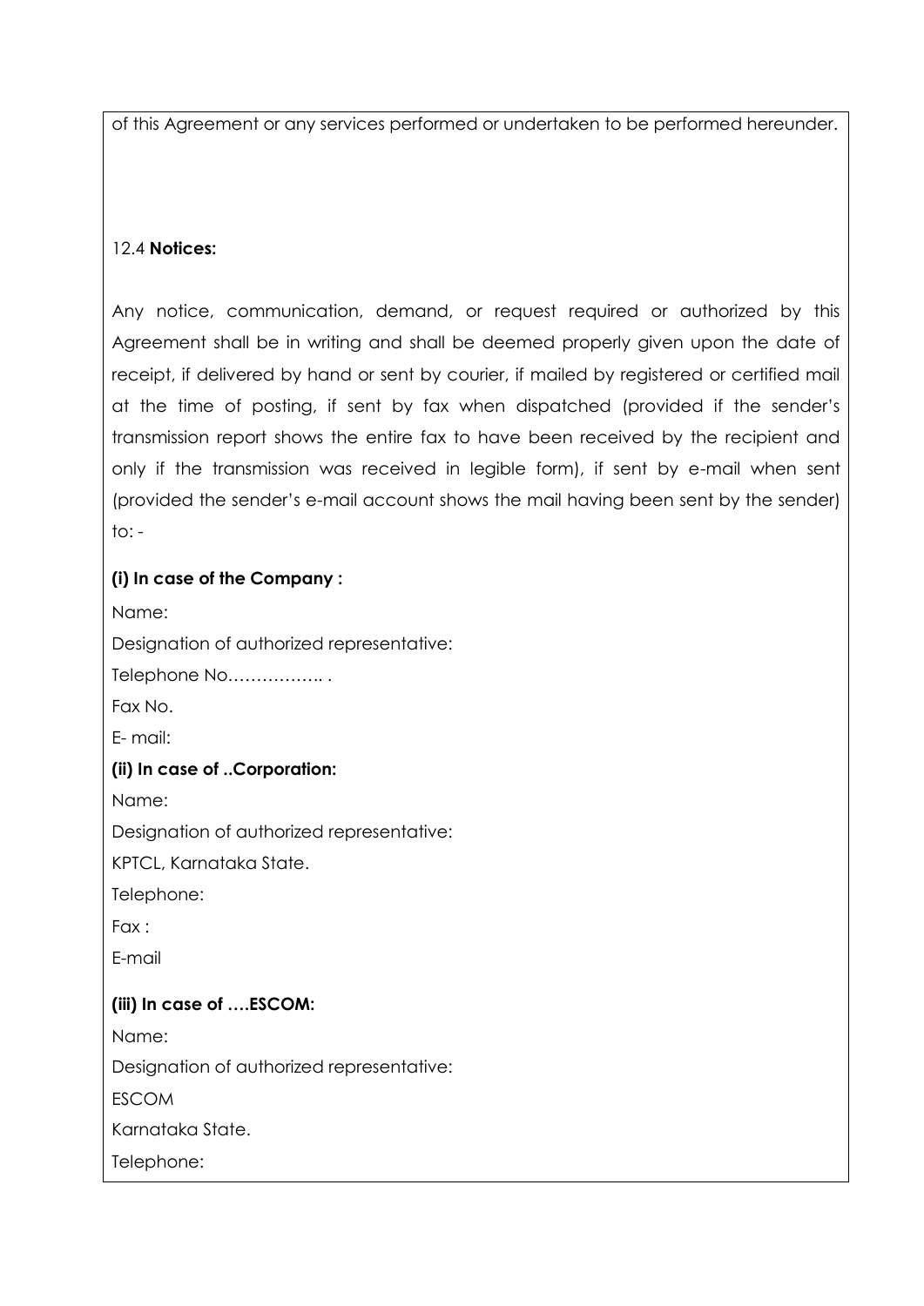of this Agreement or any services performed or undertaken to be performed hereunder.

12.4 **Notices:**

Any notice, communication, demand, or request required or authorized by this Agreement shall be in writing and shall be deemed properly given upon the date of receipt, if delivered by hand or sent by courier, if mailed by registered or certified mail at the time of posting, if sent by fax when dispatched (provided if the sender's transmission report shows the entire fax to have been received by the recipient and only if the transmission was received in legible form), if sent by e-mail when sent (provided the sender's e-mail account shows the mail having been sent by the sender) to: -

**(i) In case of the Company :**

Name:

Designation of authorized representative:

Telephone No…………….. .

Fax No.

E- mail:

**(ii) In case of ..Corporation:**

Name:

Designation of authorized representative:

KPTCL, Karnataka State.

Telephone:

Fax :

E-mail

**(iii) In case of ….ESCOM:**

Name:

Designation of authorized representative:

ESCOM

Karnataka State.

Telephone: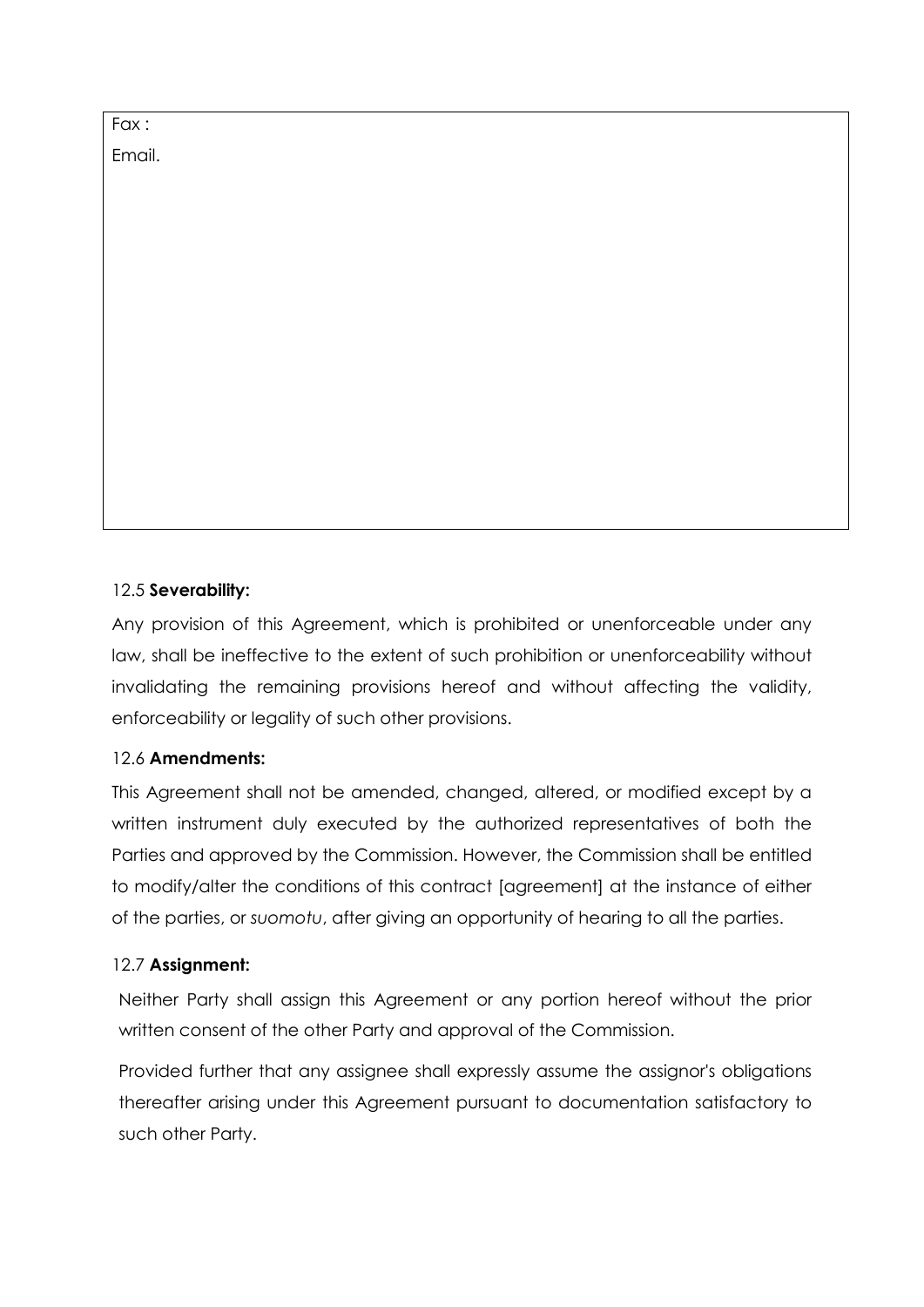Fax :

Email.

12.5 **Severability:**

Any provision of this Agreement, which is prohibited or unenforceable under any law, shall be ineffective to the extent of such prohibition or unenforceability without invalidating the remaining provisions hereof and without affecting the validity, enforceability or legality of such other provisions.

12.6 **Amendments:**

This Agreement shall not be amended, changed, altered, or modified except by a written instrument duly executed by the authorized representatives of both the Parties and approved by the Commission. However, the Commission shall be entitled to modify/alter the conditions of this contract [agreement] at the instance of either of the parties, or *suomotu*, after giving an opportunity of hearing to all the parties.

12.7 **Assignment:**

Neither Party shall assign this Agreement or any portion hereof without the prior written consent of the other Party and approval of the Commission.

Provided further that any assignee shall expressly assume the assignor's obligations thereafter arising under this Agreement pursuant to documentation satisfactory to such other Party.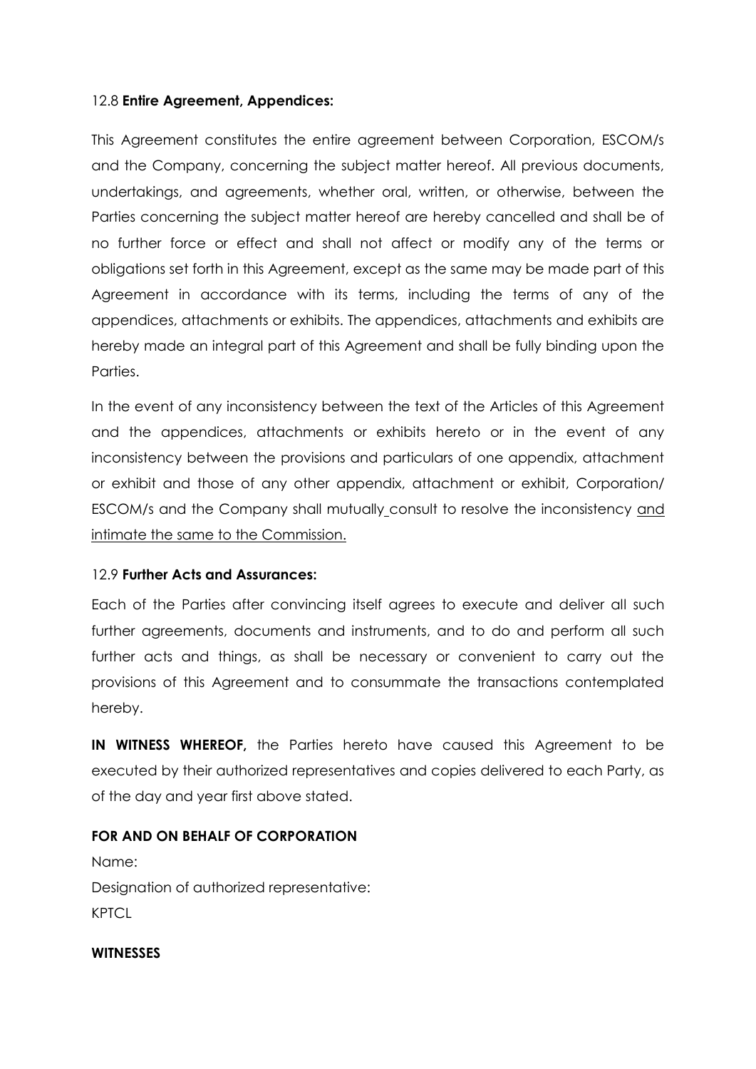12.8 **Entire Agreement, Appendices:**

This Agreement constitutes the entire agreement between Corporation, ESCOM/s and the Company, concerning the subject matter hereof. All previous documents, undertakings, and agreements, whether oral, written, or otherwise, between the Parties concerning the subject matter hereof are hereby cancelled and shall be of no further force or effect and shall not affect or modify any of the terms or obligations set forth in this Agreement, except as the same may be made part of this Agreement in accordance with its terms, including the terms of any of the appendices, attachments or exhibits. The appendices, attachments and exhibits are hereby made an integral part of this Agreement and shall be fully binding upon the Parties.

In the event of any inconsistency between the text of the Articles of this Agreement and the appendices, attachments or exhibits hereto or in the event of any inconsistency between the provisions and particulars of one appendix, attachment or exhibit and those of any other appendix, attachment or exhibit, Corporation/ ESCOM/s and the Company shall mutually consult to resolve the inconsistency and intimate the same to the Commission.

12.9 **Further Acts and Assurances:**

Each of the Parties after convincing itself agrees to execute and deliver all such further agreements, documents and instruments, and to do and perform all such further acts and things, as shall be necessary or convenient to carry out the provisions of this Agreement and to consummate the transactions contemplated hereby.

**IN WITNESS WHEREOF,** the Parties hereto have caused this Agreement to be executed by their authorized representatives and copies delivered to each Party, as of the day and year first above stated.

**FOR AND ON BEHALF OF CORPORATION**

Name:

Designation of authorized representative:

KPTCL

**WITNESSES**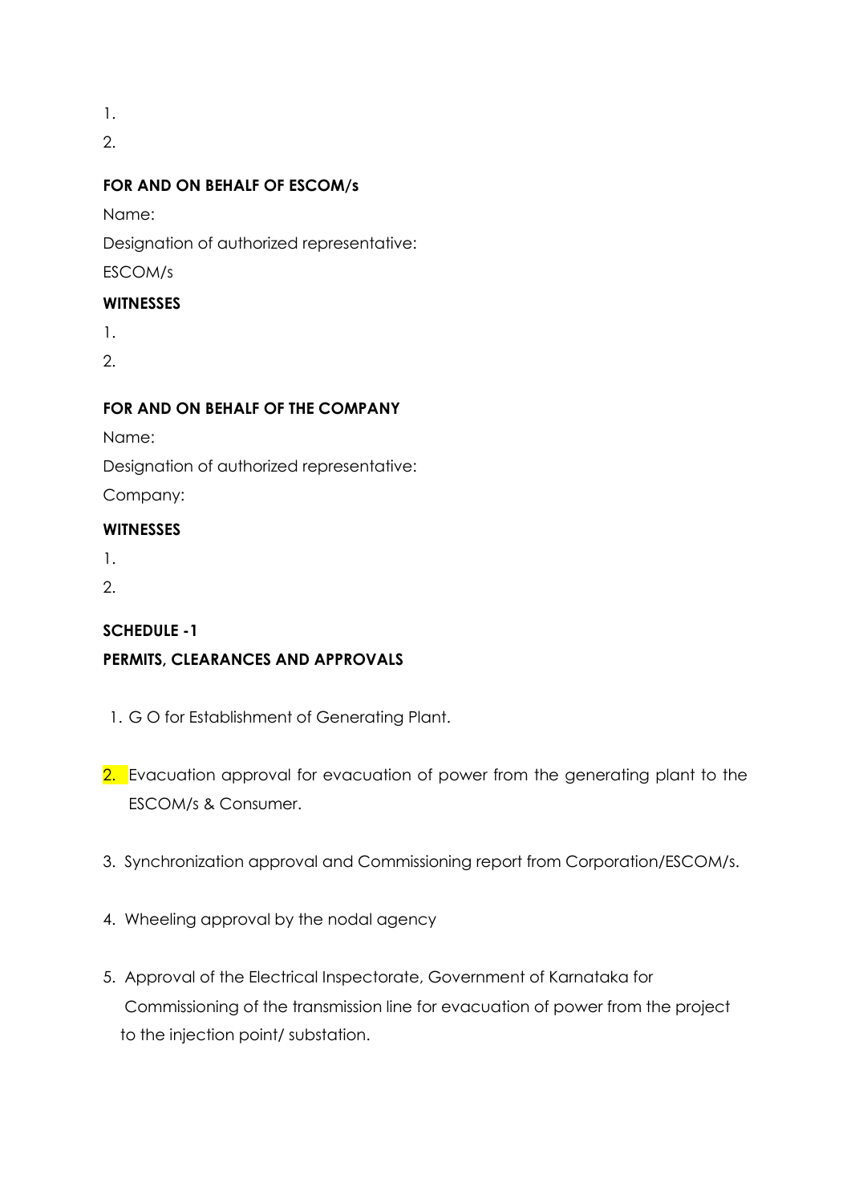1.

2.

**FOR AND ON BEHALF OF ESCOM/s**

Name:

Designation of authorized representative:

ESCOM/s

**WITNESSES**

1.

2.

**FOR AND ON BEHALF OF THE COMPANY**

Name:

Designation of authorized representative:

Company:

**WITNESSES**

1.

2.

**SCHEDULE -1**

**PERMITS, CLEARANCES AND APPROVALS**

1. G O for Establishment of Generating Plant.

2. Evacuation approval for evacuation of power from the generating plant to the ESCOM/s & Consumer.

3. Synchronization approval and Commissioning report from Corporation/ESCOM/s.

4. Wheeling approval by the nodal agency

5. Approval of the Electrical Inspectorate, Government of Karnataka for Commissioning of the transmission line for evacuation of power from the project to the injection point/ substation.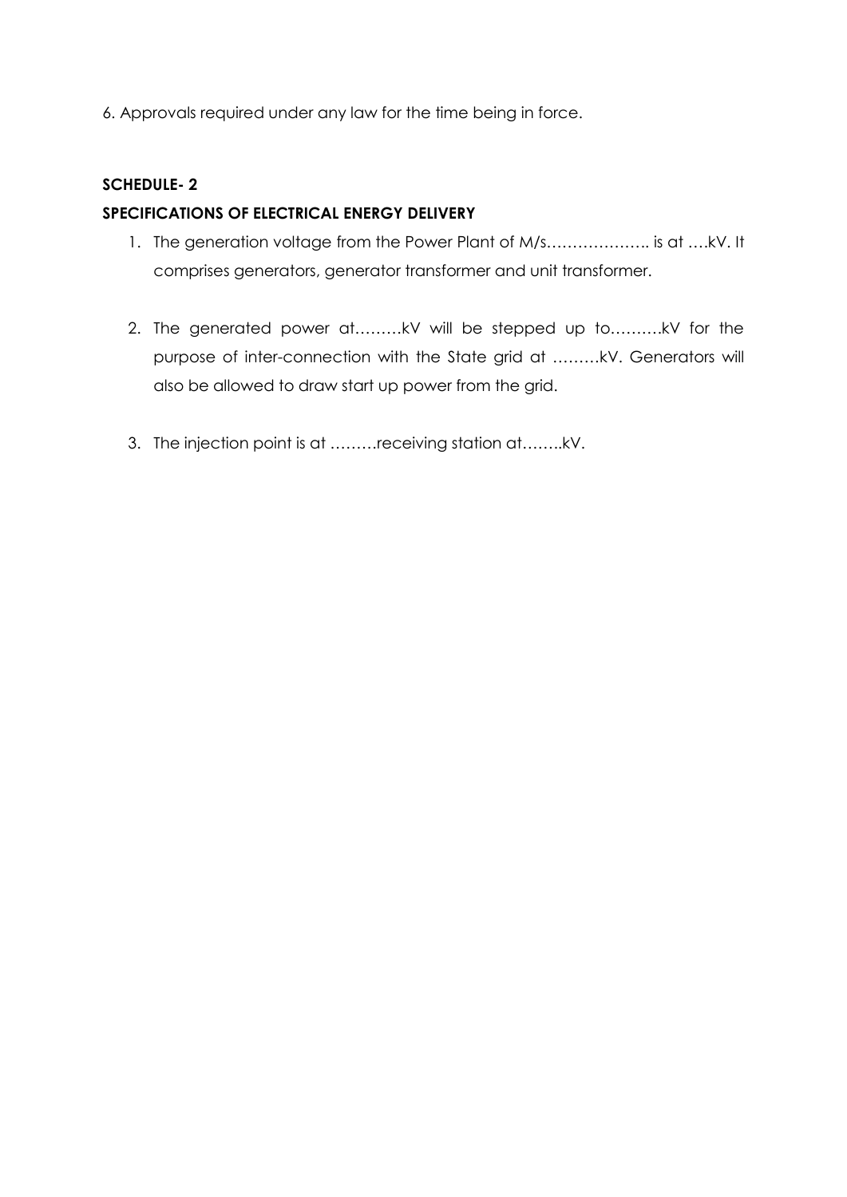6. Approvals required under any law for the time being in force.

**SCHEDULE- 2**

**SPECIFICATIONS OF ELECTRICAL ENERGY DELIVERY**

1. The generation voltage from the Power Plant of M/s………………. is at ….kV. It comprises generators, generator transformer and unit transformer.

2. The generated power at………kV will be stepped up to……….kV for the purpose of inter-connection with the State grid at ………kV. Generators will also be allowed to draw start up power from the grid.

3. The injection point is at ………receiving station at……..kV.